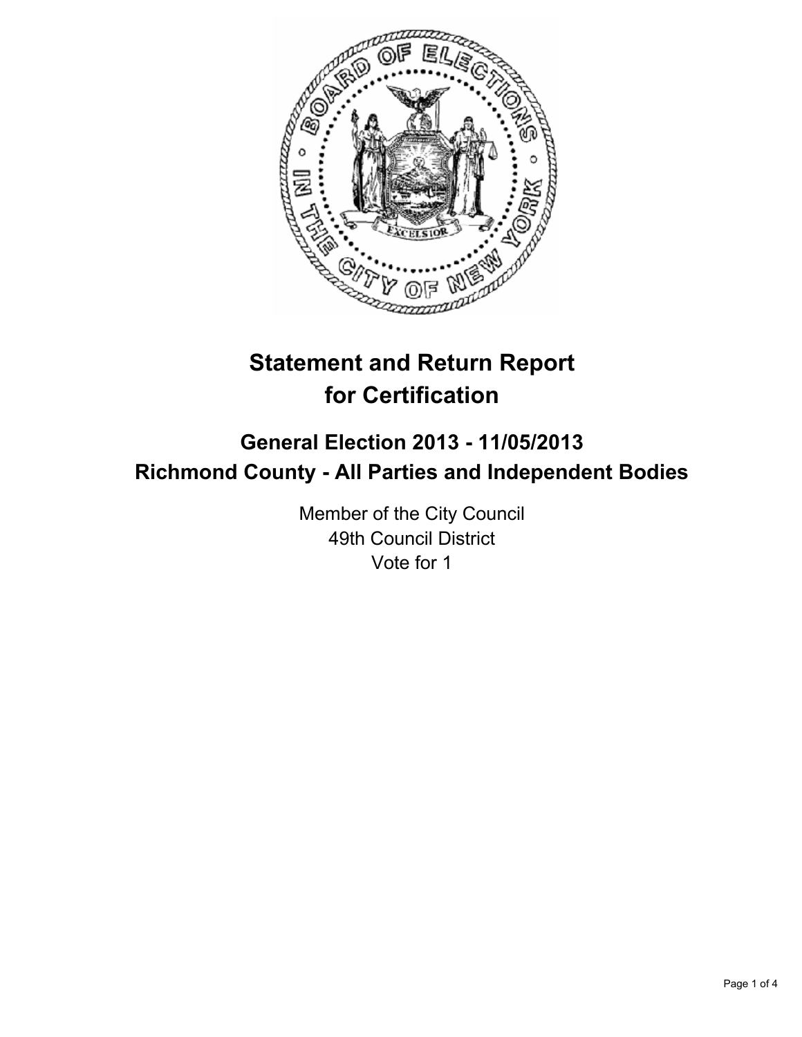# Statement and Return Report for Certification

## General Election 2013 - 11/05/2013
## Richmond County - All Parties and Independent Bodies

Member of the City Council
49th Council District
Vote for 1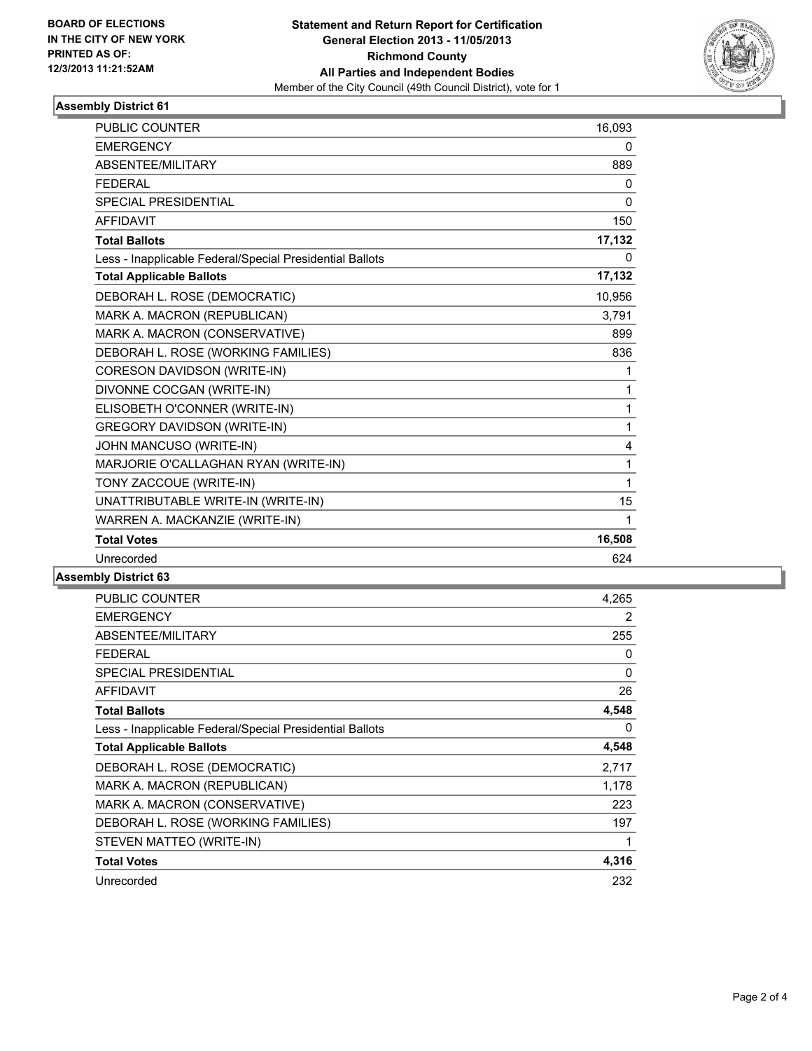**BOARD OF ELECTIONS IN THE CITY OF NEW YORK PRINTED AS OF: 12/3/2013 11:21:52AM**

**Statement and Return Report for Certification**
**General Election 2013 - 11/05/2013**
**Richmond County**
**All Parties and Independent Bodies**
Member of the City Council (49th Council District), vote for 1

### Assembly District 61

| | |
|---|---|
| PUBLIC COUNTER | 16,093 |
| EMERGENCY | 0 |
| ABSENTEE/MILITARY | 889 |
| FEDERAL | 0 |
| SPECIAL PRESIDENTIAL | 0 |
| AFFIDAVIT | 150 |
| **Total Ballots** | **17,132** |
| Less - Inapplicable Federal/Special Presidential Ballots | 0 |
| **Total Applicable Ballots** | **17,132** |
| DEBORAH L. ROSE (DEMOCRATIC) | 10,956 |
| MARK A. MACRON (REPUBLICAN) | 3,791 |
| MARK A. MACRON (CONSERVATIVE) | 899 |
| DEBORAH L. ROSE (WORKING FAMILIES) | 836 |
| CORESON DAVIDSON (WRITE-IN) | 1 |
| DIVONNE COCGAN (WRITE-IN) | 1 |
| ELISOBETH O'CONNER (WRITE-IN) | 1 |
| GREGORY DAVIDSON (WRITE-IN) | 1 |
| JOHN MANCUSO (WRITE-IN) | 4 |
| MARJORIE O'CALLAGHAN RYAN (WRITE-IN) | 1 |
| TONY ZACCOUE (WRITE-IN) | 1 |
| UNATTRIBUTABLE WRITE-IN (WRITE-IN) | 15 |
| WARREN A. MACKANZIE (WRITE-IN) | 1 |
| **Total Votes** | **16,508** |
| Unrecorded | 624 |

### Assembly District 63

| | |
|---|---|
| PUBLIC COUNTER | 4,265 |
| EMERGENCY | 2 |
| ABSENTEE/MILITARY | 255 |
| FEDERAL | 0 |
| SPECIAL PRESIDENTIAL | 0 |
| AFFIDAVIT | 26 |
| **Total Ballots** | **4,548** |
| Less - Inapplicable Federal/Special Presidential Ballots | 0 |
| **Total Applicable Ballots** | **4,548** |
| DEBORAH L. ROSE (DEMOCRATIC) | 2,717 |
| MARK A. MACRON (REPUBLICAN) | 1,178 |
| MARK A. MACRON (CONSERVATIVE) | 223 |
| DEBORAH L. ROSE (WORKING FAMILIES) | 197 |
| STEVEN MATTEO (WRITE-IN) | 1 |
| **Total Votes** | **4,316** |
| Unrecorded | 232 |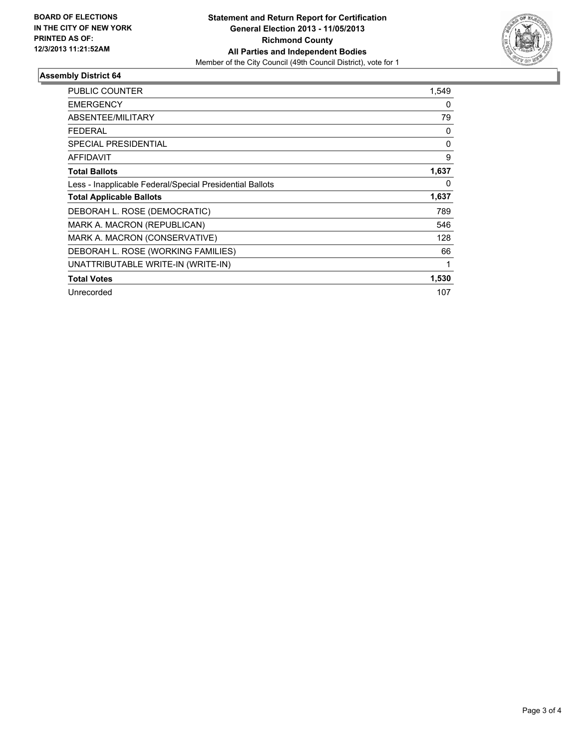**BOARD OF ELECTIONS IN THE CITY OF NEW YORK PRINTED AS OF: 12/3/2013 11:21:52AM**

# Statement and Return Report for Certification
## General Election 2013 - 11/05/2013
## Richmond County
## All Parties and Independent Bodies

Member of the City Council (49th Council District), vote for 1

### Assembly District 64

| | |
|---|---|
| PUBLIC COUNTER | 1,549 |
| EMERGENCY | 0 |
| ABSENTEE/MILITARY | 79 |
| FEDERAL | 0 |
| SPECIAL PRESIDENTIAL | 0 |
| AFFIDAVIT | 9 |
| **Total Ballots** | **1,637** |
| Less - Inapplicable Federal/Special Presidential Ballots | 0 |
| **Total Applicable Ballots** | **1,637** |
| DEBORAH L. ROSE (DEMOCRATIC) | 789 |
| MARK A. MACRON (REPUBLICAN) | 546 |
| MARK A. MACRON (CONSERVATIVE) | 128 |
| DEBORAH L. ROSE (WORKING FAMILIES) | 66 |
| UNATTRIBUTABLE WRITE-IN (WRITE-IN) | 1 |
| **Total Votes** | **1,530** |
| Unrecorded | 107 |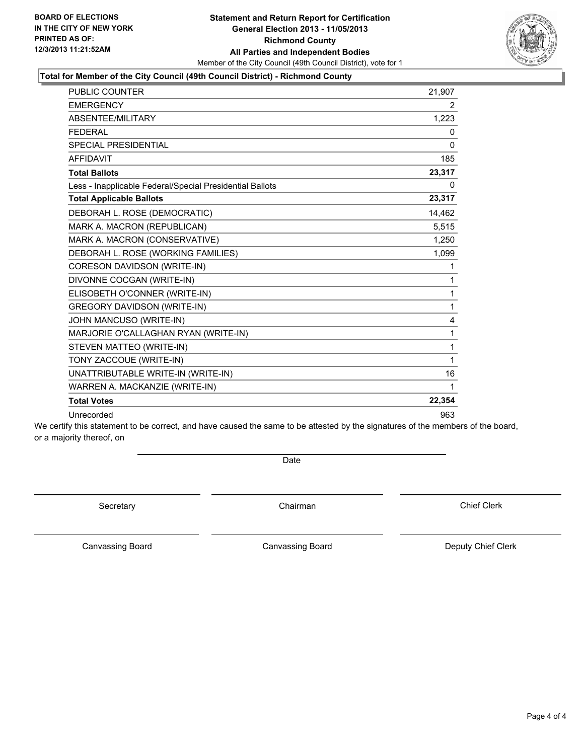**BOARD OF ELECTIONS IN THE CITY OF NEW YORK PRINTED AS OF: 12/3/2013 11:21:52AM**

# Statement and Return Report for Certification
## General Election 2013 - 11/05/2013
## Richmond County
## All Parties and Independent Bodies

Member of the City Council (49th Council District), vote for 1

### Total for Member of the City Council (49th Council District) - Richmond County

| | |
|---|---|
| PUBLIC COUNTER | 21,907 |
| EMERGENCY | 2 |
| ABSENTEE/MILITARY | 1,223 |
| FEDERAL | 0 |
| SPECIAL PRESIDENTIAL | 0 |
| AFFIDAVIT | 185 |
| **Total Ballots** | **23,317** |
| Less - Inapplicable Federal/Special Presidential Ballots | 0 |
| **Total Applicable Ballots** | **23,317** |
| DEBORAH L. ROSE (DEMOCRATIC) | 14,462 |
| MARK A. MACRON (REPUBLICAN) | 5,515 |
| MARK A. MACRON (CONSERVATIVE) | 1,250 |
| DEBORAH L. ROSE (WORKING FAMILIES) | 1,099 |
| CORESON DAVIDSON (WRITE-IN) | 1 |
| DIVONNE COCGAN (WRITE-IN) | 1 |
| ELISOBETH O'CONNER (WRITE-IN) | 1 |
| GREGORY DAVIDSON (WRITE-IN) | 1 |
| JOHN MANCUSO (WRITE-IN) | 4 |
| MARJORIE O'CALLAGHAN RYAN (WRITE-IN) | 1 |
| STEVEN MATTEO (WRITE-IN) | 1 |
| TONY ZACCOUE (WRITE-IN) | 1 |
| UNATTRIBUTABLE WRITE-IN (WRITE-IN) | 16 |
| WARREN A. MACKANZIE (WRITE-IN) | 1 |
| **Total Votes** | **22,354** |
| Unrecorded | 963 |

We certify this statement to be correct, and have caused the same to be attested by the signatures of the members of the board, or a majority thereof, on

Date

Secretary　　Chairman　　Chief Clerk

Canvassing Board　　Canvassing Board　　Deputy Chief Clerk